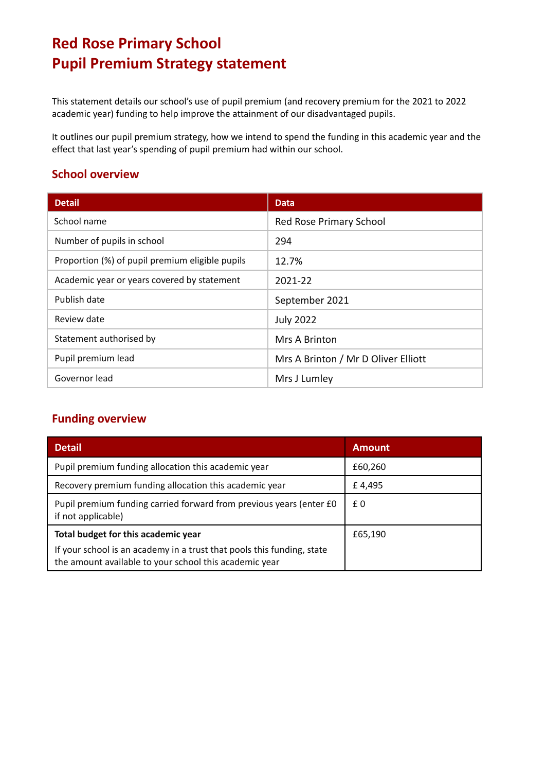# Red Rose Primary School
# Pupil Premium Strategy statement

This statement details our school's use of pupil premium (and recovery premium for the 2021 to 2022 academic year) funding to help improve the attainment of our disadvantaged pupils.

It outlines our pupil premium strategy, how we intend to spend the funding in this academic year and the effect that last year's spending of pupil premium had within our school.

## School overview

| Detail | Data |
|---|---|
| School name | Red Rose Primary School |
| Number of pupils in school | 294 |
| Proportion (%) of pupil premium eligible pupils | 12.7% |
| Academic year or years covered by statement | 2021-22 |
| Publish date | September 2021 |
| Review date | July 2022 |
| Statement authorised by | Mrs A Brinton |
| Pupil premium lead | Mrs A Brinton / Mr D Oliver Elliott |
| Governor lead | Mrs J Lumley |

## Funding overview

| Detail | Amount |
|---|---|
| Pupil premium funding allocation this academic year | £60,260 |
| Recovery premium funding allocation this academic year | £ 4,495 |
| Pupil premium funding carried forward from previous years (enter £0 if not applicable) | £ 0 |
| **Total budget for this academic year**<br>If your school is an academy in a trust that pools this funding, state the amount available to your school this academic year | £65,190 |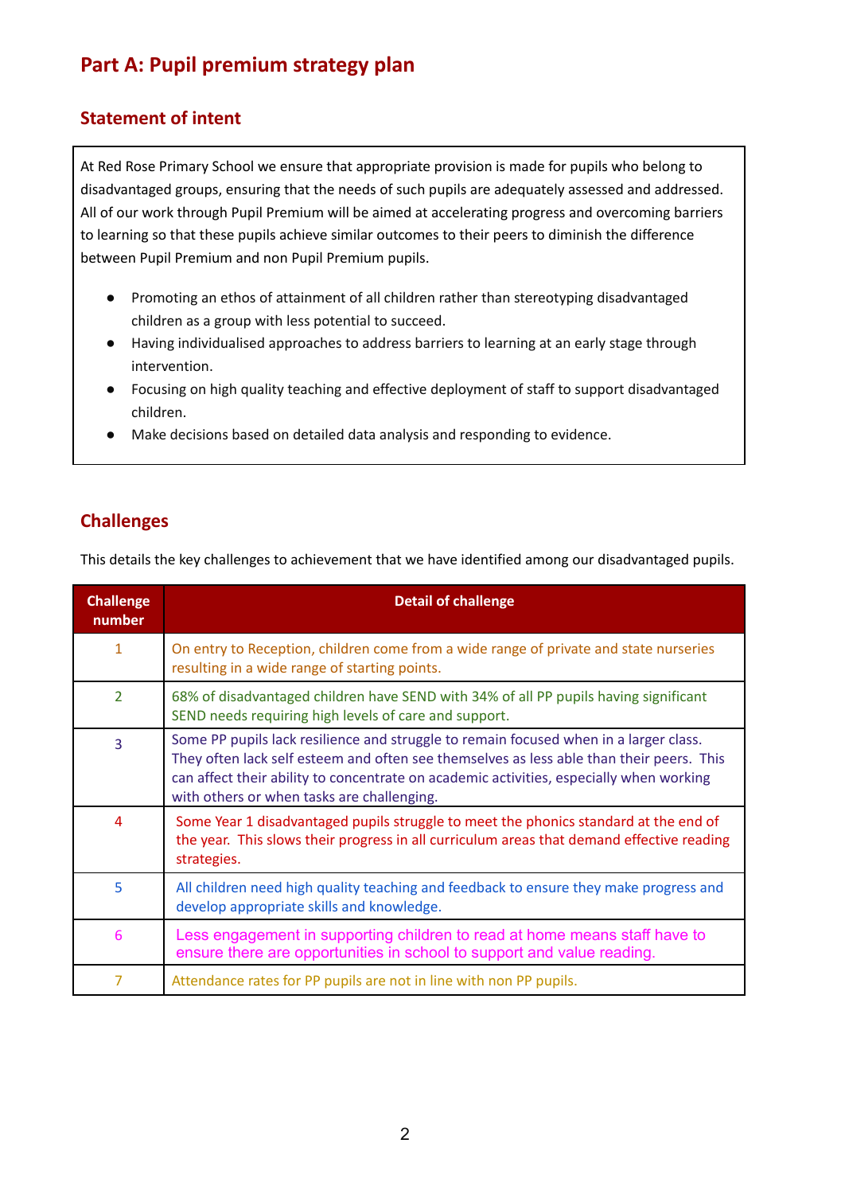## Part A: Pupil premium strategy plan

### Statement of intent

At Red Rose Primary School we ensure that appropriate provision is made for pupils who belong to disadvantaged groups, ensuring that the needs of such pupils are adequately assessed and addressed. All of our work through Pupil Premium will be aimed at accelerating progress and overcoming barriers to learning so that these pupils achieve similar outcomes to their peers to diminish the difference between Pupil Premium and non Pupil Premium pupils.

- Promoting an ethos of attainment of all children rather than stereotyping disadvantaged children as a group with less potential to succeed.
- Having individualised approaches to address barriers to learning at an early stage through intervention.
- Focusing on high quality teaching and effective deployment of staff to support disadvantaged children.
- Make decisions based on detailed data analysis and responding to evidence.

### Challenges

This details the key challenges to achievement that we have identified among our disadvantaged pupils.

| Challenge number | Detail of challenge |
|---|---|
| 1 | On entry to Reception, children come from a wide range of private and state nurseries resulting in a wide range of starting points. |
| 2 | 68% of disadvantaged children have SEND with 34% of all PP pupils having significant SEND needs requiring high levels of care and support. |
| 3 | Some PP pupils lack resilience and struggle to remain focused when in a larger class. They often lack self esteem and often see themselves as less able than their peers. This can affect their ability to concentrate on academic activities, especially when working with others or when tasks are challenging. |
| 4 | Some Year 1 disadvantaged pupils struggle to meet the phonics standard at the end of the year. This slows their progress in all curriculum areas that demand effective reading strategies. |
| 5 | All children need high quality teaching and feedback to ensure they make progress and develop appropriate skills and knowledge. |
| 6 | Less engagement in supporting children to read at home means staff have to ensure there are opportunities in school to support and value reading. |
| 7 | Attendance rates for PP pupils are not in line with non PP pupils. |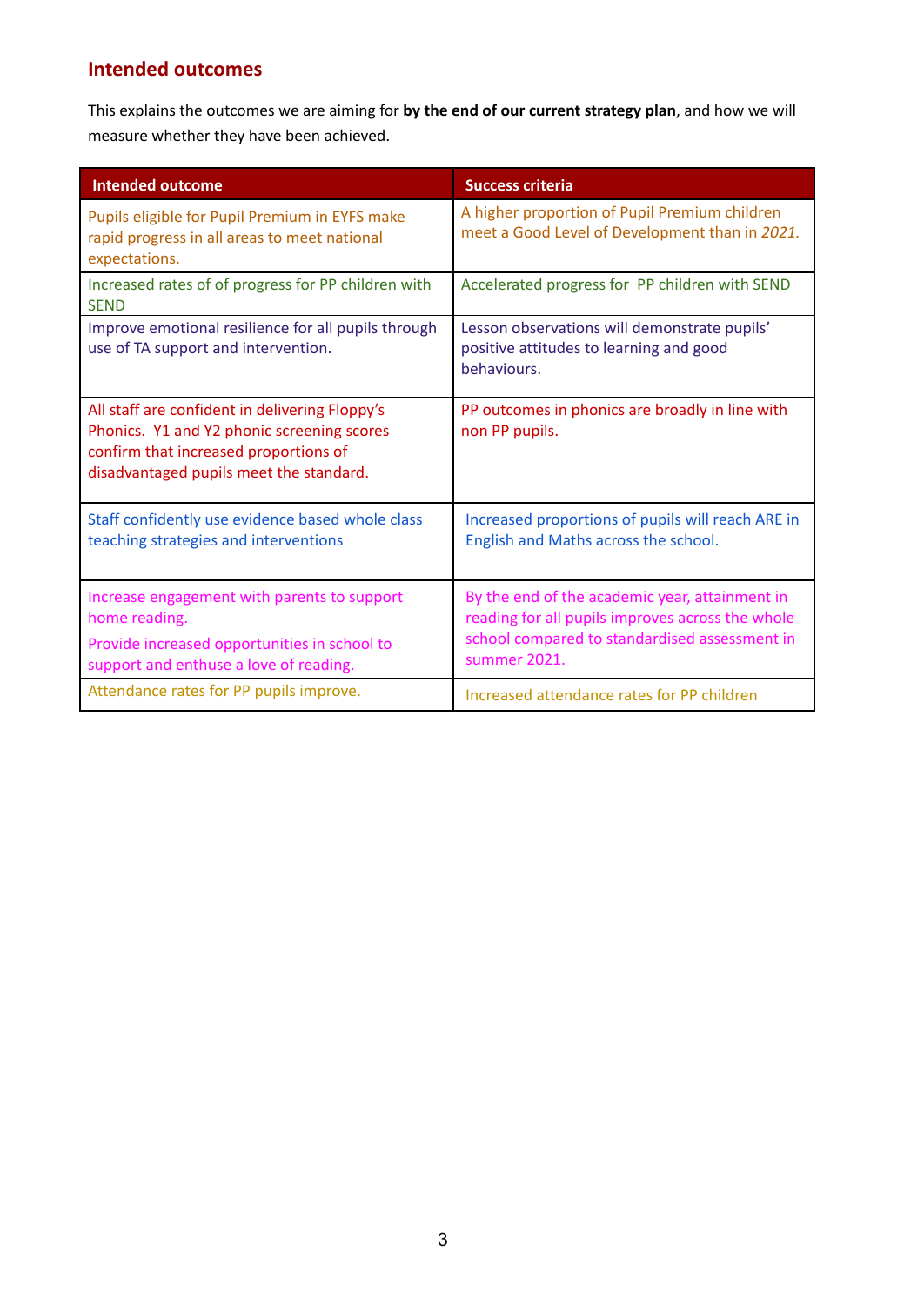## Intended outcomes

This explains the outcomes we are aiming for **by the end of our current strategy plan**, and how we will measure whether they have been achieved.

| Intended outcome | Success criteria |
|---|---|
| Pupils eligible for Pupil Premium in EYFS make rapid progress in all areas to meet national expectations. | A higher proportion of Pupil Premium children meet a Good Level of Development than in *2021.* |
| Increased rates of of progress for PP children with SEND | Accelerated progress for PP children with SEND |
| Improve emotional resilience for all pupils through use of TA support and intervention. | Lesson observations will demonstrate pupils' positive attitudes to learning and good behaviours. |
| All staff are confident in delivering Floppy's Phonics. Y1 and Y2 phonic screening scores confirm that increased proportions of disadvantaged pupils meet the standard. | PP outcomes in phonics are broadly in line with non PP pupils. |
| Staff confidently use evidence based whole class teaching strategies and interventions | Increased proportions of pupils will reach ARE in English and Maths across the school. |
| Increase engagement with parents to support home reading.<br>Provide increased opportunities in school to support and enthuse a love of reading. | By the end of the academic year, attainment in reading for all pupils improves across the whole school compared to standardised assessment in summer 2021. |
| Attendance rates for PP pupils improve. | Increased attendance rates for PP children |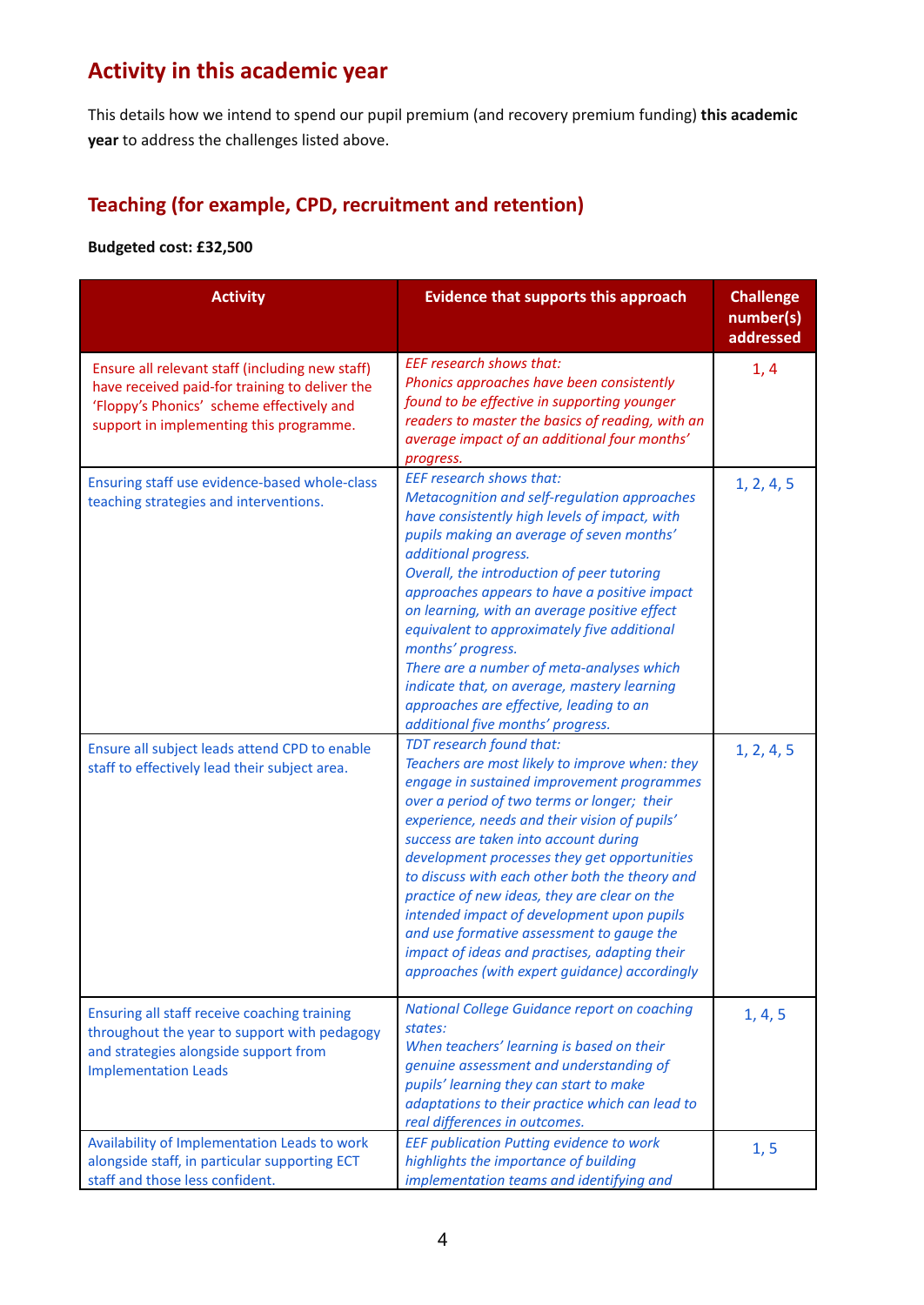## Activity in this academic year

This details how we intend to spend our pupil premium (and recovery premium funding) **this academic year** to address the challenges listed above.

### Teaching (for example, CPD, recruitment and retention)

**Budgeted cost: £32,500**

| Activity | Evidence that supports this approach | Challenge number(s) addressed |
|---|---|---|
| Ensure all relevant staff (including new staff) have received paid-for training to deliver the 'Floppy's Phonics' scheme effectively and support in implementing this programme. | *EEF research shows that: Phonics approaches have been consistently found to be effective in supporting younger readers to master the basics of reading, with an average impact of an additional four months' progress.* | 1, 4 |
| Ensuring staff use evidence-based whole-class teaching strategies and interventions. | *EEF research shows that: Metacognition and self-regulation approaches have consistently high levels of impact, with pupils making an average of seven months' additional progress. Overall, the introduction of peer tutoring approaches appears to have a positive impact on learning, with an average positive effect equivalent to approximately five additional months' progress. There are a number of meta-analyses which indicate that, on average, mastery learning approaches are effective, leading to an additional five months' progress.* | 1, 2, 4, 5 |
| Ensure all subject leads attend CPD to enable staff to effectively lead their subject area. | *TDT research found that: Teachers are most likely to improve when: they engage in sustained improvement programmes over a period of two terms or longer; their experience, needs and their vision of pupils' success are taken into account during development processes they get opportunities to discuss with each other both the theory and practice of new ideas, they are clear on the intended impact of development upon pupils and use formative assessment to gauge the impact of ideas and practises, adapting their approaches (with expert guidance) accordingly* | 1, 2, 4, 5 |
| Ensuring all staff receive coaching training throughout the year to support with pedagogy and strategies alongside support from Implementation Leads | *National College Guidance report on coaching states: When teachers' learning is based on their genuine assessment and understanding of pupils' learning they can start to make adaptations to their practice which can lead to real differences in outcomes.* | 1, 4, 5 |
| Availability of Implementation Leads to work alongside staff, in particular supporting ECT staff and those less confident. | *EEF publication Putting evidence to work highlights the importance of building implementation teams and identifying and* | 1, 5 |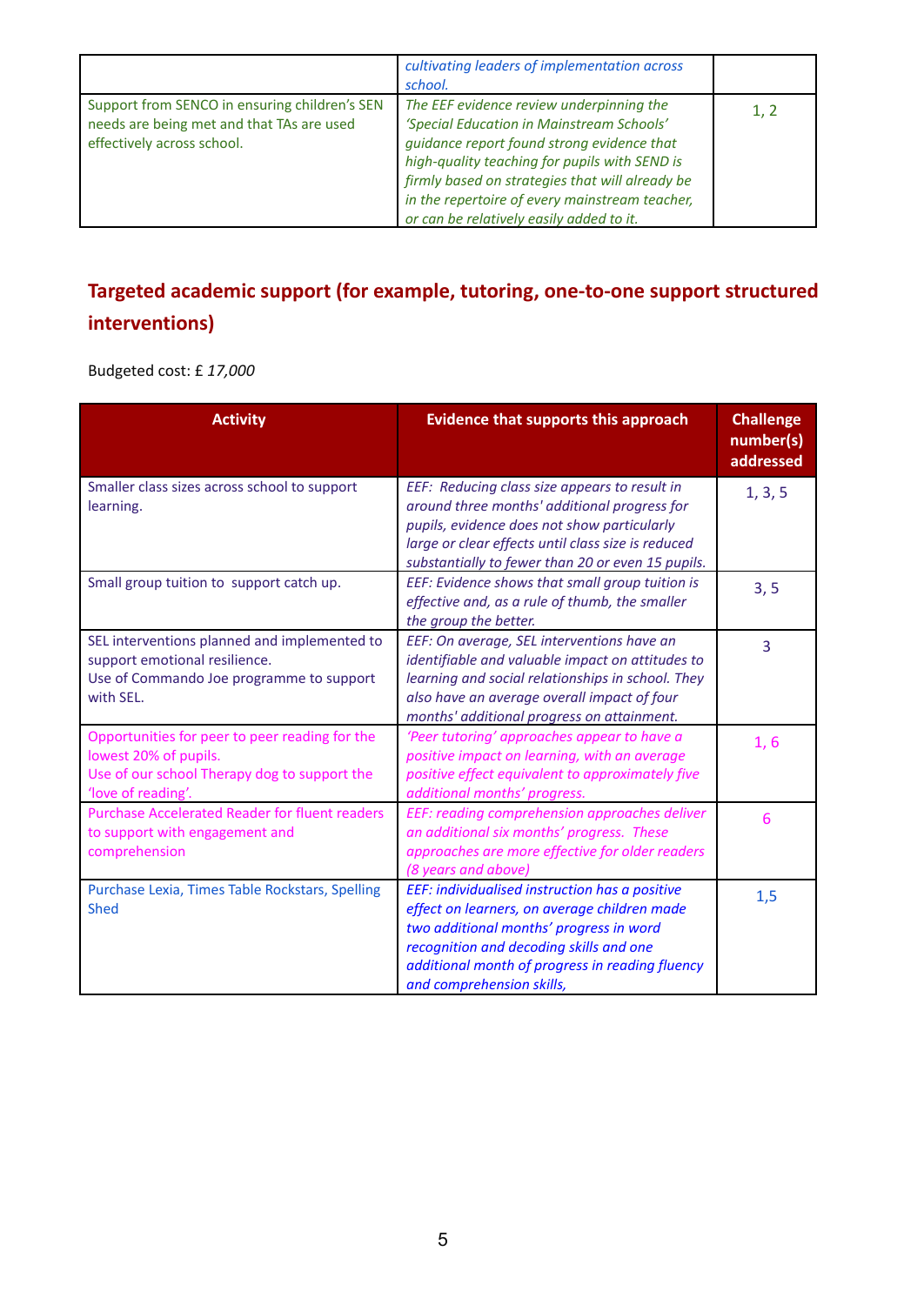| | | |
|---|---|---|
| | *cultivating leaders of implementation across school.* | |
| Support from SENCO in ensuring children's SEN needs are being met and that TAs are used effectively across school. | *The EEF evidence review underpinning the 'Special Education in Mainstream Schools' guidance report found strong evidence that high-quality teaching for pupils with SEND is firmly based on strategies that will already be in the repertoire of every mainstream teacher, or can be relatively easily added to it.* | 1, 2 |

## Targeted academic support (for example, tutoring, one-to-one support structured interventions)

Budgeted cost: £ *17,000*

| Activity | Evidence that supports this approach | Challenge number(s) addressed |
|---|---|---|
| Smaller class sizes across school to support learning. | *EEF: Reducing class size appears to result in around three months' additional progress for pupils, evidence does not show particularly large or clear effects until class size is reduced substantially to fewer than 20 or even 15 pupils.* | 1, 3, 5 |
| Small group tuition to support catch up. | *EEF: Evidence shows that small group tuition is effective and, as a rule of thumb, the smaller the group the better.* | 3, 5 |
| SEL interventions planned and implemented to support emotional resilience.<br>Use of Commando Joe programme to support with SEL. | *EEF: On average, SEL interventions have an identifiable and valuable impact on attitudes to learning and social relationships in school. They also have an average overall impact of four months' additional progress on attainment.* | 3 |
| Opportunities for peer to peer reading for the lowest 20% of pupils.<br>Use of our school Therapy dog to support the 'love of reading'. | *'Peer tutoring' approaches appear to have a positive impact on learning, with an average positive effect equivalent to approximately five additional months' progress.* | 1, 6 |
| Purchase Accelerated Reader for fluent readers to support with engagement and comprehension | *EEF: reading comprehension approaches deliver an additional six months' progress. These approaches are more effective for older readers (8 years and above)* | 6 |
| Purchase Lexia, Times Table Rockstars, Spelling Shed | *EEF: individualised instruction has a positive effect on learners, on average children made two additional months' progress in word recognition and decoding skills and one additional month of progress in reading fluency and comprehension skills,* | 1,5 |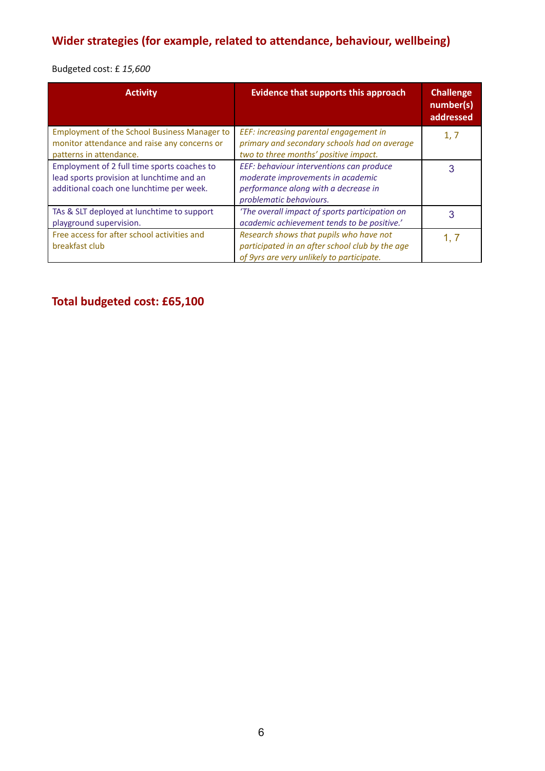## Wider strategies (for example, related to attendance, behaviour, wellbeing)

Budgeted cost: £ *15,600*

| Activity | Evidence that supports this approach | Challenge number(s) addressed |
|---|---|---|
| Employment of the School Business Manager to monitor attendance and raise any concerns or patterns in attendance. | *EEF: increasing parental engagement in primary and secondary schools had on average two to three months' positive impact.* | 1, 7 |
| Employment of 2 full time sports coaches to lead sports provision at lunchtime and an additional coach one lunchtime per week. | *EEF: behaviour interventions can produce moderate improvements in academic performance along with a decrease in problematic behaviours.* | 3 |
| TAs & SLT deployed at lunchtime to support playground supervision. | *'The overall impact of sports participation on academic achievement tends to be positive.'* | 3 |
| Free access for after school activities and breakfast club | *Research shows that pupils who have not participated in an after school club by the age of 9yrs are very unlikely to participate.* | 1, 7 |

## Total budgeted cost: £65,100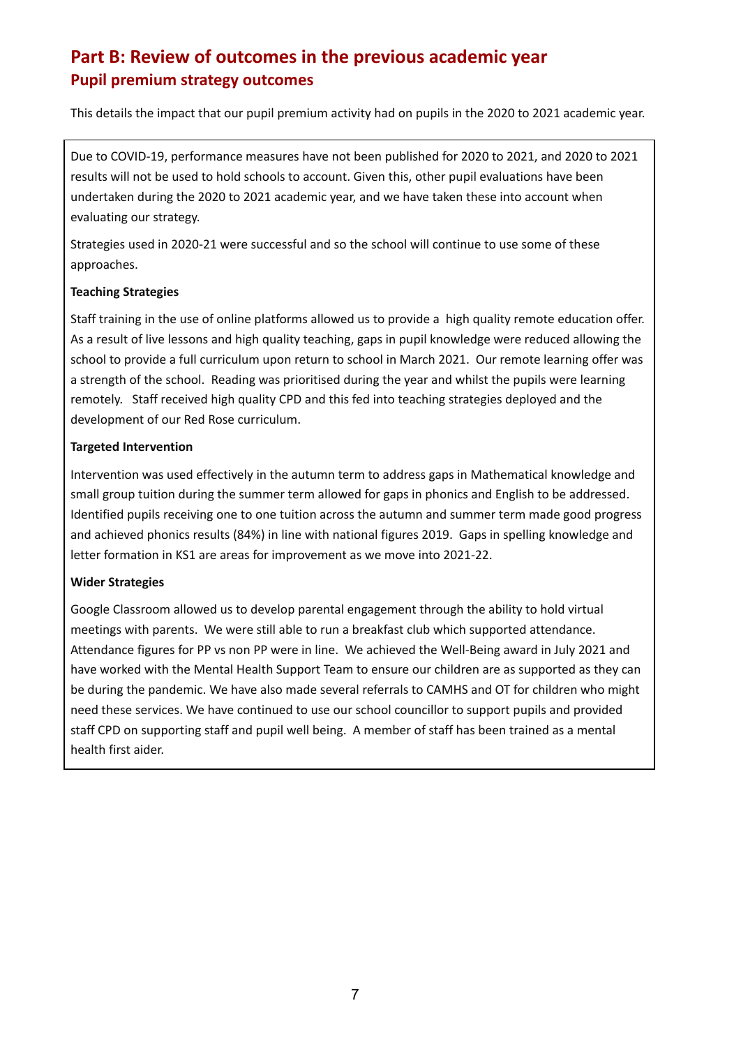## Part B: Review of outcomes in the previous academic year

### Pupil premium strategy outcomes

This details the impact that our pupil premium activity had on pupils in the 2020 to 2021 academic year.

Due to COVID-19, performance measures have not been published for 2020 to 2021, and 2020 to 2021 results will not be used to hold schools to account. Given this, other pupil evaluations have been undertaken during the 2020 to 2021 academic year, and we have taken these into account when evaluating our strategy.

Strategies used in 2020-21 were successful and so the school will continue to use some of these approaches.

**Teaching Strategies**

Staff training in the use of online platforms allowed us to provide a high quality remote education offer. As a result of live lessons and high quality teaching, gaps in pupil knowledge were reduced allowing the school to provide a full curriculum upon return to school in March 2021. Our remote learning offer was a strength of the school. Reading was prioritised during the year and whilst the pupils were learning remotely. Staff received high quality CPD and this fed into teaching strategies deployed and the development of our Red Rose curriculum.

**Targeted Intervention**

Intervention was used effectively in the autumn term to address gaps in Mathematical knowledge and small group tuition during the summer term allowed for gaps in phonics and English to be addressed. Identified pupils receiving one to one tuition across the autumn and summer term made good progress and achieved phonics results (84%) in line with national figures 2019. Gaps in spelling knowledge and letter formation in KS1 are areas for improvement as we move into 2021-22.

**Wider Strategies**

Google Classroom allowed us to develop parental engagement through the ability to hold virtual meetings with parents. We were still able to run a breakfast club which supported attendance. Attendance figures for PP vs non PP were in line. We achieved the Well-Being award in July 2021 and have worked with the Mental Health Support Team to ensure our children are as supported as they can be during the pandemic. We have also made several referrals to CAMHS and OT for children who might need these services. We have continued to use our school councillor to support pupils and provided staff CPD on supporting staff and pupil well being. A member of staff has been trained as a mental health first aider.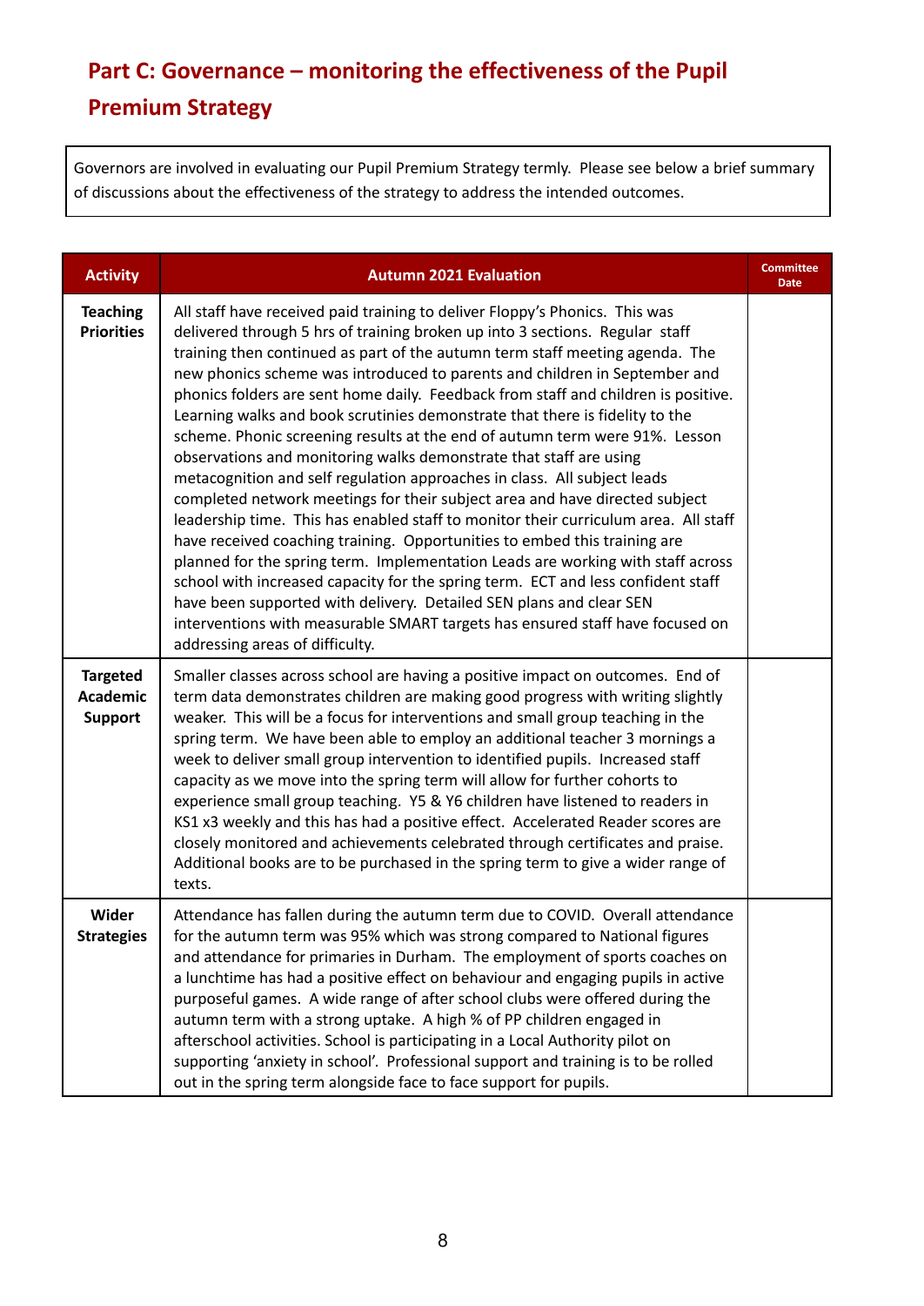## Part C: Governance – monitoring the effectiveness of the Pupil Premium Strategy

Governors are involved in evaluating our Pupil Premium Strategy termly. Please see below a brief summary of discussions about the effectiveness of the strategy to address the intended outcomes.

| Activity | Autumn 2021 Evaluation | Committee Date |
|---|---|---|
| **Teaching Priorities** | All staff have received paid training to deliver Floppy's Phonics. This was delivered through 5 hrs of training broken up into 3 sections. Regular staff training then continued as part of the autumn term staff meeting agenda. The new phonics scheme was introduced to parents and children in September and phonics folders are sent home daily. Feedback from staff and children is positive. Learning walks and book scrutinies demonstrate that there is fidelity to the scheme. Phonic screening results at the end of autumn term were 91%. Lesson observations and monitoring walks demonstrate that staff are using metacognition and self regulation approaches in class. All subject leads completed network meetings for their subject area and have directed subject leadership time. This has enabled staff to monitor their curriculum area. All staff have received coaching training. Opportunities to embed this training are planned for the spring term. Implementation Leads are working with staff across school with increased capacity for the spring term. ECT and less confident staff have been supported with delivery. Detailed SEN plans and clear SEN interventions with measurable SMART targets has ensured staff have focused on addressing areas of difficulty. | |
| **Targeted Academic Support** | Smaller classes across school are having a positive impact on outcomes. End of term data demonstrates children are making good progress with writing slightly weaker. This will be a focus for interventions and small group teaching in the spring term. We have been able to employ an additional teacher 3 mornings a week to deliver small group intervention to identified pupils. Increased staff capacity as we move into the spring term will allow for further cohorts to experience small group teaching. Y5 & Y6 children have listened to readers in KS1 x3 weekly and this has had a positive effect. Accelerated Reader scores are closely monitored and achievements celebrated through certificates and praise. Additional books are to be purchased in the spring term to give a wider range of texts. | |
| **Wider Strategies** | Attendance has fallen during the autumn term due to COVID. Overall attendance for the autumn term was 95% which was strong compared to National figures and attendance for primaries in Durham. The employment of sports coaches on a lunchtime has had a positive effect on behaviour and engaging pupils in active purposeful games. A wide range of after school clubs were offered during the autumn term with a strong uptake. A high % of PP children engaged in afterschool activities. School is participating in a Local Authority pilot on supporting 'anxiety in school'. Professional support and training is to be rolled out in the spring term alongside face to face support for pupils. | |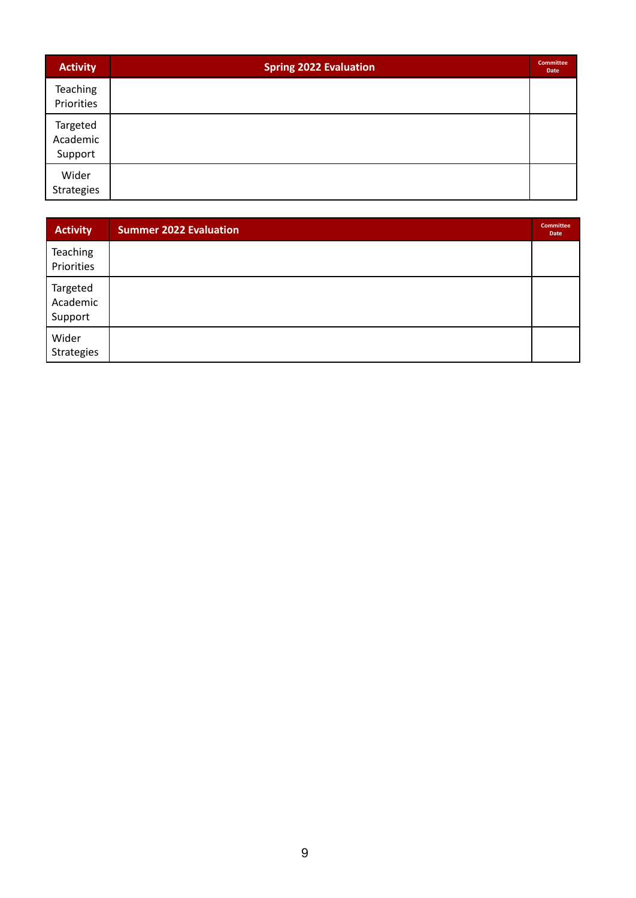| Activity | Spring 2022 Evaluation | Committee Date |
|---|---|---|
| Teaching Priorities | | |
| Targeted Academic Support | | |
| Wider Strategies | | |

| Activity | Summer 2022 Evaluation | Committee Date |
|---|---|---|
| Teaching Priorities | | |
| Targeted Academic Support | | |
| Wider Strategies | | |